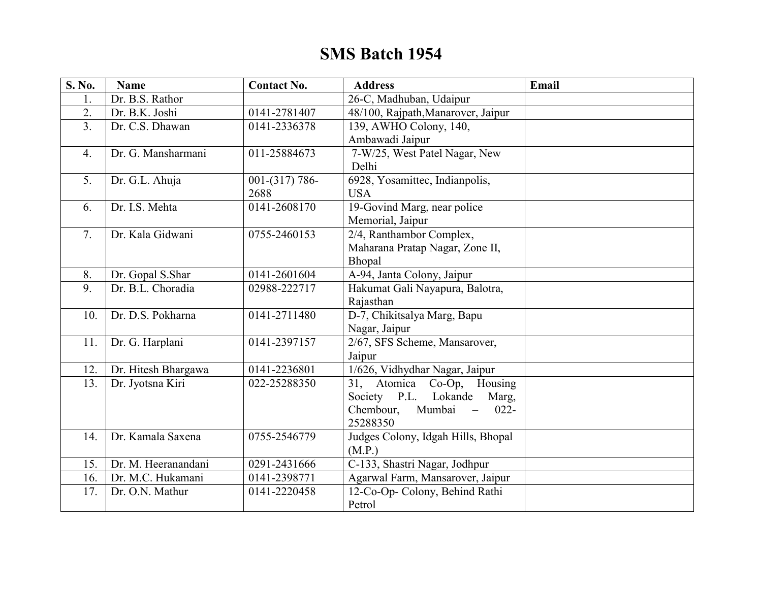# SMS Batch 1954

| S. No. | Name | Contact No. | Address | Email |
|---|---|---|---|---|
| 1. | Dr. B.S. Rathor | | 26-C, Madhuban, Udaipur | |
| 2. | Dr. B.K. Joshi | 0141-2781407 | 48/100, Rajpath,Manarover, Jaipur | |
| 3. | Dr. C.S. Dhawan | 0141-2336378 | 139, AWHO Colony, 140, Ambawadi Jaipur | |
| 4. | Dr. G. Mansharmani | 011-25884673 | 7-W/25, West Patel Nagar, New Delhi | |
| 5. | Dr. G.L. Ahuja | 001-(317) 786-2688 | 6928, Yosamittec, Indianpolis, USA | |
| 6. | Dr. I.S. Mehta | 0141-2608170 | 19-Govind Marg, near police Memorial, Jaipur | |
| 7. | Dr. Kala Gidwani | 0755-2460153 | 2/4, Ranthambor Complex, Maharana Pratap Nagar, Zone II, Bhopal | |
| 8. | Dr. Gopal S.Shar | 0141-2601604 | A-94, Janta Colony, Jaipur | |
| 9. | Dr. B.L. Choradia | 02988-222717 | Hakumat Gali Nayapura, Balotra, Rajasthan | |
| 10. | Dr. D.S. Pokharna | 0141-2711480 | D-7, Chikitsalya Marg, Bapu Nagar, Jaipur | |
| 11. | Dr. G. Harplani | 0141-2397157 | 2/67, SFS Scheme, Mansarover, Jaipur | |
| 12. | Dr. Hitesh Bhargawa | 0141-2236801 | 1/626, Vidhydhar Nagar, Jaipur | |
| 13. | Dr. Jyotsna Kiri | 022-25288350 | 31, Atomica Co-Op, Housing Society P.L. Lokande Marg, Chembour, Mumbai – 022-25288350 | |
| 14. | Dr. Kamala Saxena | 0755-2546779 | Judges Colony, Idgah Hills, Bhopal (M.P.) | |
| 15. | Dr. M. Heeranandani | 0291-2431666 | C-133, Shastri Nagar, Jodhpur | |
| 16. | Dr. M.C. Hukamani | 0141-2398771 | Agarwal Farm, Mansarover, Jaipur | |
| 17. | Dr. O.N. Mathur | 0141-2220458 | 12-Co-Op- Colony, Behind Rathi Petrol | |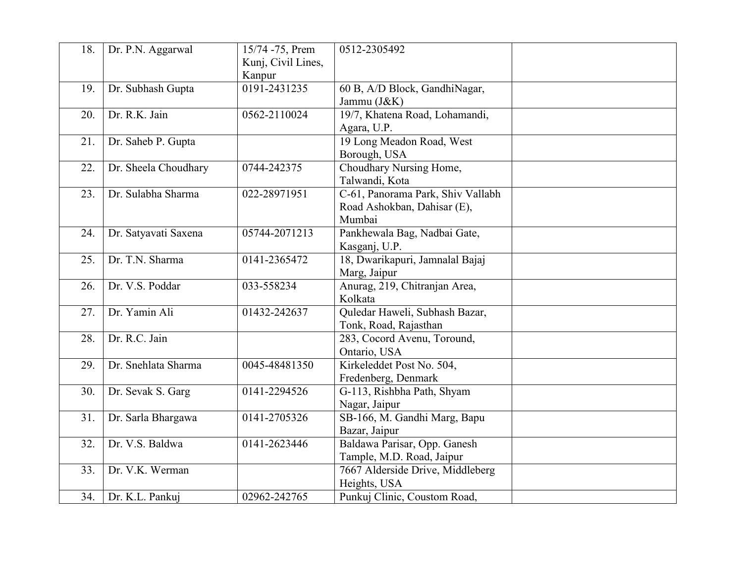| | | | | |
|---|---|---|---|---|
| 18. | Dr. P.N. Aggarwal | 15/74 -75, Prem Kunj, Civil Lines, Kanpur | 0512-2305492 | |
| 19. | Dr. Subhash Gupta | 0191-2431235 | 60 B, A/D Block, GandhiNagar, Jammu (J&K) | |
| 20. | Dr. R.K. Jain | 0562-2110024 | 19/7, Khatena Road, Lohamandi, Agara, U.P. | |
| 21. | Dr. Saheb P. Gupta | | 19 Long Meadon Road, West Borough, USA | |
| 22. | Dr. Sheela Choudhary | 0744-242375 | Choudhary Nursing Home, Talwandi, Kota | |
| 23. | Dr. Sulabha Sharma | 022-28971951 | C-61, Panorama Park, Shiv Vallabh Road Ashokban, Dahisar (E), Mumbai | |
| 24. | Dr. Satyavati Saxena | 05744-2071213 | Pankhewala Bag, Nadbai Gate, Kasganj, U.P. | |
| 25. | Dr. T.N. Sharma | 0141-2365472 | 18, Dwarikapuri, Jamnalal Bajaj Marg, Jaipur | |
| 26. | Dr. V.S. Poddar | 033-558234 | Anurag, 219, Chitranjan Area, Kolkata | |
| 27. | Dr. Yamin Ali | 01432-242637 | Quledar Haweli, Subhash Bazar, Tonk, Road, Rajasthan | |
| 28. | Dr. R.C. Jain | | 283, Cocord Avenu, Toround, Ontario, USA | |
| 29. | Dr. Snehlata Sharma | 0045-48481350 | Kirkeleddet Post No. 504, Fredenberg, Denmark | |
| 30. | Dr. Sevak S. Garg | 0141-2294526 | G-113, Rishbha Path, Shyam Nagar, Jaipur | |
| 31. | Dr. Sarla Bhargawa | 0141-2705326 | SB-166, M. Gandhi Marg, Bapu Bazar, Jaipur | |
| 32. | Dr. V.S. Baldwa | 0141-2623446 | Baldawa Parisar, Opp. Ganesh Tample, M.D. Road, Jaipur | |
| 33. | Dr. V.K. Werman | | 7667 Alderside Drive, Middleberg Heights, USA | |
| 34. | Dr. K.L. Pankuj | 02962-242765 | Punkuj Clinic, Coustom Road, | |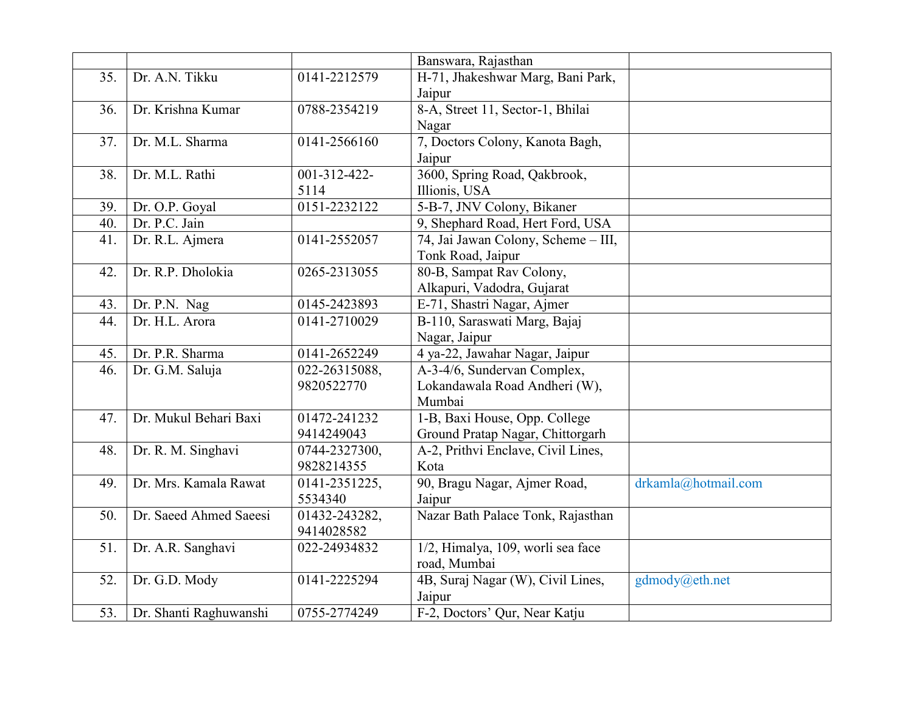| | | | | |
|---|---|---|---|---|
| | | | Banswara, Rajasthan | |
| 35. | Dr. A.N. Tikku | 0141-2212579 | H-71, Jhakeshwar Marg, Bani Park, Jaipur | |
| 36. | Dr. Krishna Kumar | 0788-2354219 | 8-A, Street 11, Sector-1, Bhilai Nagar | |
| 37. | Dr. M.L. Sharma | 0141-2566160 | 7, Doctors Colony, Kanota Bagh, Jaipur | |
| 38. | Dr. M.L. Rathi | 001-312-422-5114 | 3600, Spring Road, Qakbrook, Illionis, USA | |
| 39. | Dr. O.P. Goyal | 0151-2232122 | 5-B-7, JNV Colony, Bikaner | |
| 40. | Dr. P.C. Jain | | 9, Shephard Road, Hert Ford, USA | |
| 41. | Dr. R.L. Ajmera | 0141-2552057 | 74, Jai Jawan Colony, Scheme – III, Tonk Road, Jaipur | |
| 42. | Dr. R.P. Dholokia | 0265-2313055 | 80-B, Sampat Rav Colony, Alkapuri, Vadodra, Gujarat | |
| 43. | Dr. P.N. Nag | 0145-2423893 | E-71, Shastri Nagar, Ajmer | |
| 44. | Dr. H.L. Arora | 0141-2710029 | B-110, Saraswati Marg, Bajaj Nagar, Jaipur | |
| 45. | Dr. P.R. Sharma | 0141-2652249 | 4 ya-22, Jawahar Nagar, Jaipur | |
| 46. | Dr. G.M. Saluja | 022-26315088, 9820522770 | A-3-4/6, Sundervan Complex, Lokandawala Road Andheri (W), Mumbai | |
| 47. | Dr. Mukul Behari Baxi | 01472-241232 9414249043 | 1-B, Baxi House, Opp. College Ground Pratap Nagar, Chittorgarh | |
| 48. | Dr. R. M. Singhavi | 0744-2327300, 9828214355 | A-2, Prithvi Enclave, Civil Lines, Kota | |
| 49. | Dr. Mrs. Kamala Rawat | 0141-2351225, 5534340 | 90, Bragu Nagar, Ajmer Road, Jaipur | drkamla@hotmail.com |
| 50. | Dr. Saeed Ahmed Saeesi | 01432-243282, 9414028582 | Nazar Bath Palace Tonk, Rajasthan | |
| 51. | Dr. A.R. Sanghavi | 022-24934832 | 1/2, Himalya, 109, worli sea face road, Mumbai | |
| 52. | Dr. G.D. Mody | 0141-2225294 | 4B, Suraj Nagar (W), Civil Lines, Jaipur | gdmody@eth.net |
| 53. | Dr. Shanti Raghuwanshi | 0755-2774249 | F-2, Doctors' Qur, Near Katju | |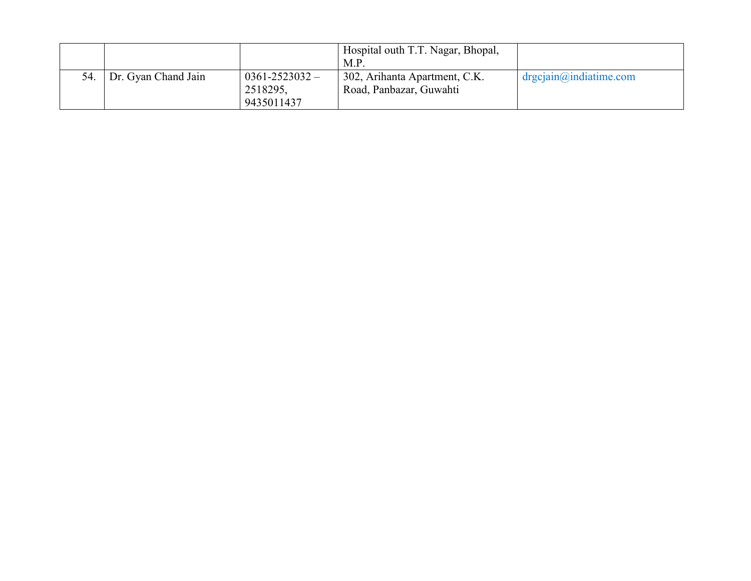| | | | | |
|---|---|---|---|---|
| | | | Hospital outh T.T. Nagar, Bhopal, M.P. | |
| 54. | Dr. Gyan Chand Jain | 0361-2523032 – 2518295, 9435011437 | 302, Arihanta Apartment, C.K. Road, Panbazar, Guwahti | drgcjain@indiatime.com |